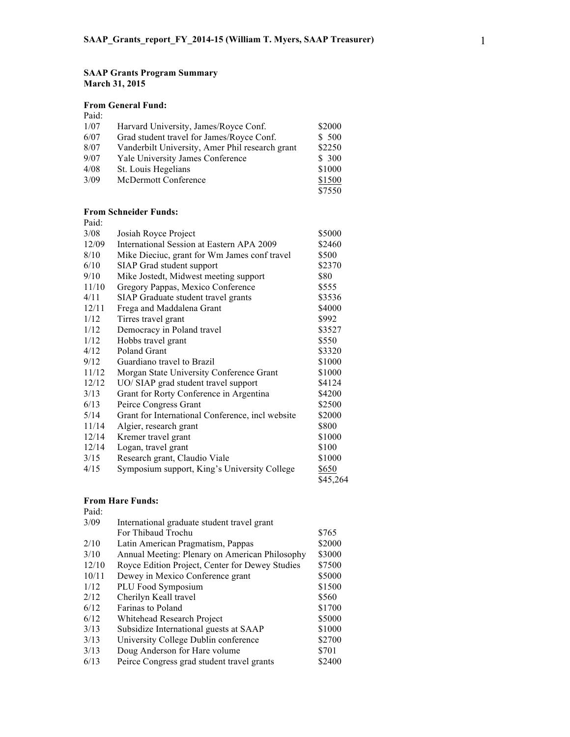**SAAP Grants Program Summary**
**March 31, 2015**

**From General Fund:**

Paid:

| Date | Description | Amount |
|---|---|---|
| 1/07 | Harvard University, James/Royce Conf. | $2000 |
| 6/07 | Grad student travel for James/Royce Conf. | $ 500 |
| 8/07 | Vanderbilt University, Amer Phil research grant | $2250 |
| 9/07 | Yale University James Conference | $ 300 |
| 4/08 | St. Louis Hegelians | $1000 |
| 3/09 | McDermott Conference | $1500 |
| | | $7550 |

**From Schneider Funds:**

Paid:

| Date | Description | Amount |
|---|---|---|
| 3/08 | Josiah Royce Project | $5000 |
| 12/09 | International Session at Eastern APA 2009 | $2460 |
| 8/10 | Mike Dieciuc, grant for Wm James conf travel | $500 |
| 6/10 | SIAP Grad student support | $2370 |
| 9/10 | Mike Jostedt, Midwest meeting support | $80 |
| 11/10 | Gregory Pappas, Mexico Conference | $555 |
| 4/11 | SIAP Graduate student travel grants | $3536 |
| 12/11 | Frega and Maddalena Grant | $4000 |
| 1/12 | Tirres travel grant | $992 |
| 1/12 | Democracy in Poland travel | $3527 |
| 1/12 | Hobbs travel grant | $550 |
| 4/12 | Poland Grant | $3320 |
| 9/12 | Guardiano travel to Brazil | $1000 |
| 11/12 | Morgan State University Conference Grant | $1000 |
| 12/12 | UO/ SIAP grad student travel support | $4124 |
| 3/13 | Grant for Rorty Conference in Argentina | $4200 |
| 6/13 | Peirce Congress Grant | $2500 |
| 5/14 | Grant for International Conference, incl website | $2000 |
| 11/14 | Algier, research grant | $800 |
| 12/14 | Kremer travel grant | $1000 |
| 12/14 | Logan, travel grant | $100 |
| 3/15 | Research grant, Claudio Viale | $1000 |
| 4/15 | Symposium support, King's University College | $650 |
| | | $45,264 |

**From Hare Funds:**

Paid:

| Date | Description | Amount |
|---|---|---|
| 3/09 | International graduate student travel grant For Thibaud Trochu | $765 |
| 2/10 | Latin American Pragmatism, Pappas | $2000 |
| 3/10 | Annual Meeting: Plenary on American Philosophy | $3000 |
| 12/10 | Royce Edition Project, Center for Dewey Studies | $7500 |
| 10/11 | Dewey in Mexico Conference grant | $5000 |
| 1/12 | PLU Food Symposium | $1500 |
| 2/12 | Cherilyn Keall travel | $560 |
| 6/12 | Farinas to Poland | $1700 |
| 6/12 | Whitehead Research Project | $5000 |
| 3/13 | Subsidize International guests at SAAP | $1000 |
| 3/13 | University College Dublin conference | $2700 |
| 3/13 | Doug Anderson for Hare volume | $701 |
| 6/13 | Peirce Congress grad student travel grants | $2400 |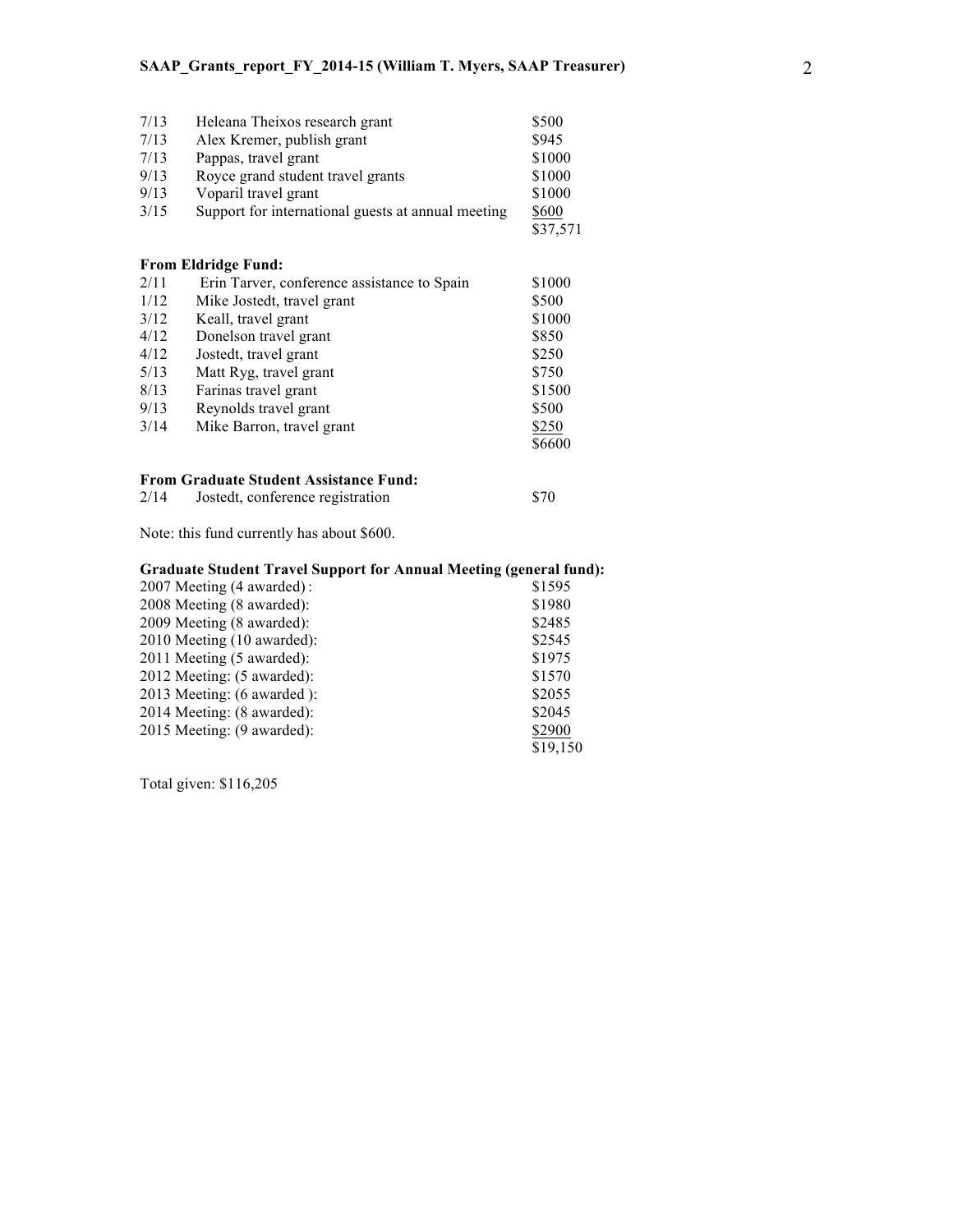| | | |
|---|---|---|
| 7/13 | Heleana Theixos research grant | \$500 |
| 7/13 | Alex Kremer, publish grant | \$945 |
| 7/13 | Pappas, travel grant | \$1000 |
| 9/13 | Royce grand student travel grants | \$1000 |
| 9/13 | Voparil travel grant | \$1000 |
| 3/15 | Support for international guests at annual meeting | \$600 |
| | | \$37,571 |

**From Eldridge Fund:**

| | | |
|---|---|---|
| 2/11 | Erin Tarver, conference assistance to Spain | \$1000 |
| 1/12 | Mike Jostedt, travel grant | \$500 |
| 3/12 | Keall, travel grant | \$1000 |
| 4/12 | Donelson travel grant | \$850 |
| 4/12 | Jostedt, travel grant | \$250 |
| 5/13 | Matt Ryg, travel grant | \$750 |
| 8/13 | Farinas travel grant | \$1500 |
| 9/13 | Reynolds travel grant | \$500 |
| 3/14 | Mike Barron, travel grant | \$250 |
| | | \$6600 |

**From Graduate Student Assistance Fund:**

| | | |
|---|---|---|
| 2/14 | Jostedt, conference registration | \$70 |

Note: this fund currently has about \$600.

**Graduate Student Travel Support for Annual Meeting (general fund):**

| | |
|---|---|
| 2007 Meeting (4 awarded): | \$1595 |
| 2008 Meeting (8 awarded): | \$1980 |
| 2009 Meeting (8 awarded): | \$2485 |
| 2010 Meeting (10 awarded): | \$2545 |
| 2011 Meeting (5 awarded): | \$1975 |
| 2012 Meeting: (5 awarded): | \$1570 |
| 2013 Meeting: (6 awarded ): | \$2055 |
| 2014 Meeting: (8 awarded): | \$2045 |
| 2015 Meeting: (9 awarded): | \$2900 |
| | \$19,150 |

Total given: \$116,205